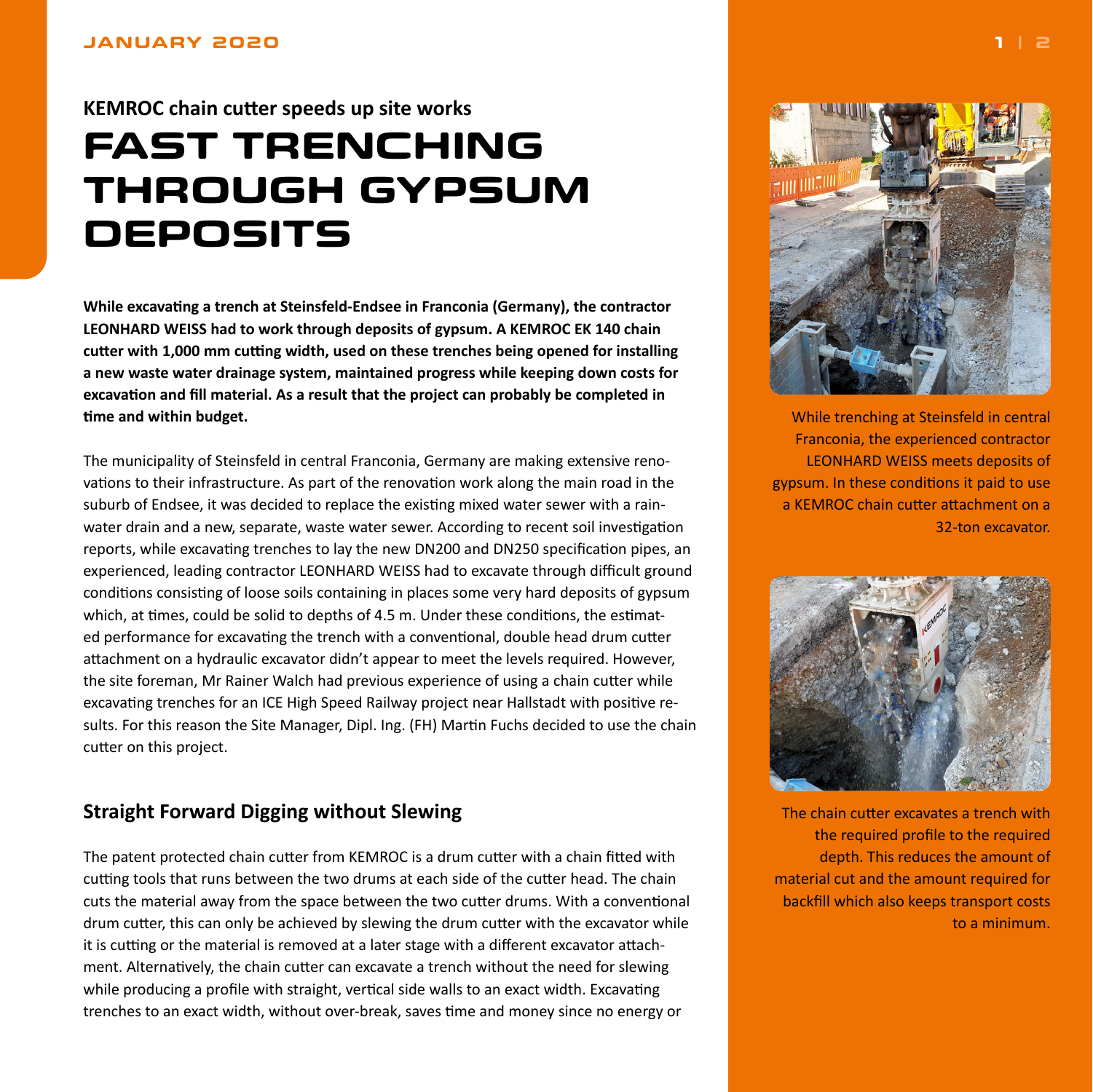**KEMROC chain cutter speeds up site works**

# FAST TRENCHING THROUGH GYPSUM DEPOSITS

**While excavating a trench at Steinsfeld-Endsee in Franconia (Germany), the contractor LEONHARD WEISS had to work through deposits of gypsum. A KEMROC EK 140 chain cutter with 1,000 mm cutting width, used on these trenches being opened for installing a new waste water drainage system, maintained progress while keeping down costs for excavation and fill material. As a result that the project can probably be completed in time and within budget.**

The municipality of Steinsfeld in central Franconia, Germany are making extensive renovations to their infrastructure. As part of the renovation work along the main road in the suburb of Endsee, it was decided to replace the existing mixed water sewer with a rainwater drain and a new, separate, waste water sewer. According to recent soil investigation reports, while excavating trenches to lay the new DN200 and DN250 specification pipes, an experienced, leading contractor LEONHARD WEISS had to excavate through difficult ground conditions consisting of loose soils containing in places some very hard deposits of gypsum which, at times, could be solid to depths of 4.5 m. Under these conditions, the estimated performance for excavating the trench with a conventional, double head drum cutter attachment on a hydraulic excavator didn't appear to meet the levels required. However, the site foreman, Mr Rainer Walch had previous experience of using a chain cutter while excavating trenches for an ICE High Speed Railway project near Hallstadt with positive results. For this reason the Site Manager, Dipl. Ing. (FH) Martin Fuchs decided to use the chain cutter on this project.

## Straight Forward Digging without Slewing

The patent protected chain cutter from KEMROC is a drum cutter with a chain fitted with cutting tools that runs between the two drums at each side of the cutter head. The chain cuts the material away from the space between the two cutter drums. With a conventional drum cutter, this can only be achieved by slewing the drum cutter with the excavator while it is cutting or the material is removed at a later stage with a different excavator attachment. Alternatively, the chain cutter can excavate a trench without the need for slewing while producing a profile with straight, vertical side walls to an exact width. Excavating trenches to an exact width, without over-break, saves time and money since no energy or

While trenching at Steinsfeld in central Franconia, the experienced contractor LEONHARD WEISS meets deposits of gypsum. In these conditions it paid to use a KEMROC chain cutter attachment on a 32-ton excavator.

The chain cutter excavates a trench with the required profile to the required depth. This reduces the amount of material cut and the amount required for backfill which also keeps transport costs to a minimum.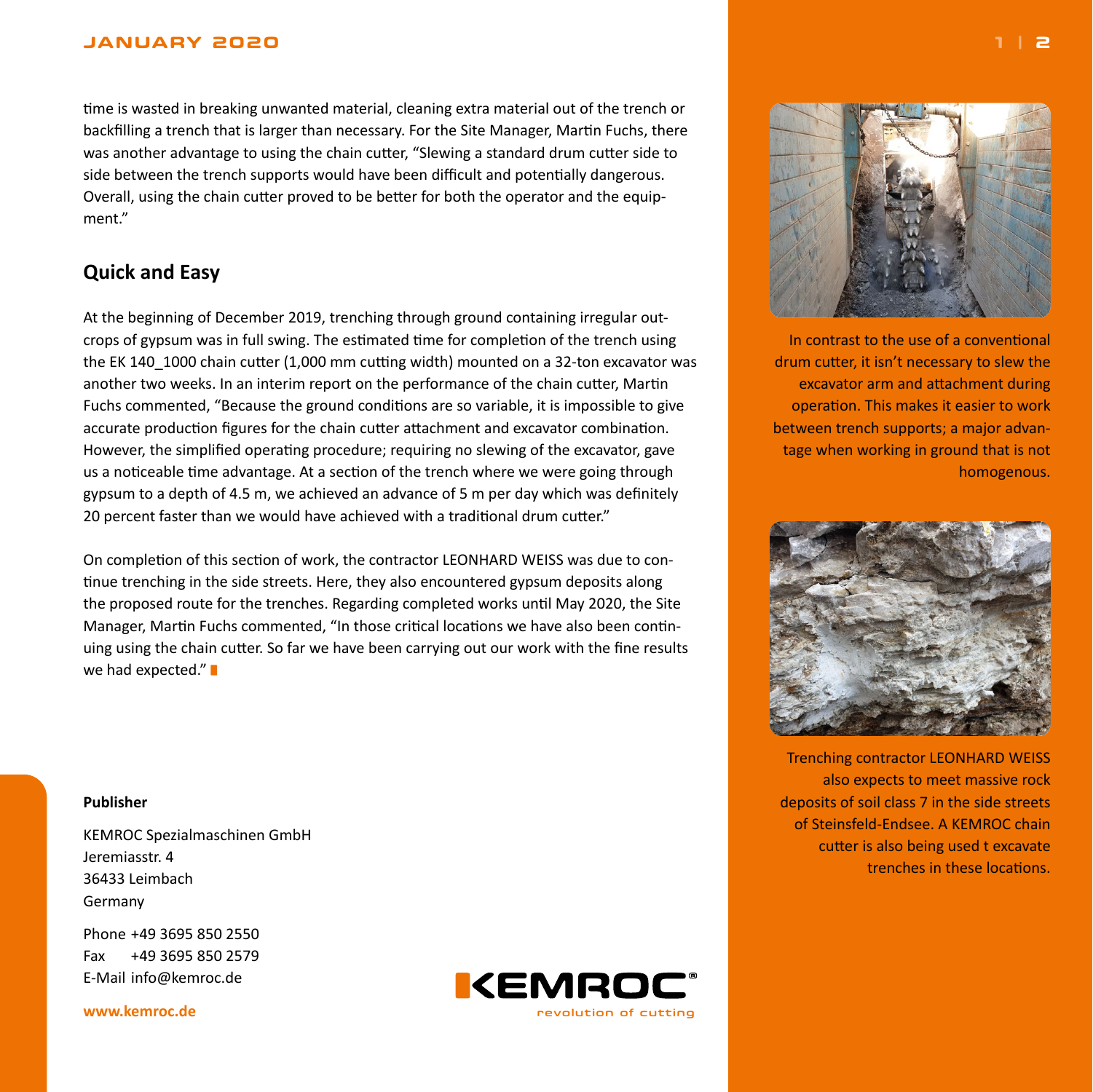time is wasted in breaking unwanted material, cleaning extra material out of the trench or backfilling a trench that is larger than necessary. For the Site Manager, Martin Fuchs, there was another advantage to using the chain cutter, "Slewing a standard drum cutter side to side between the trench supports would have been difficult and potentially dangerous. Overall, using the chain cutter proved to be better for both the operator and the equipment."

## Quick and Easy

At the beginning of December 2019, trenching through ground containing irregular outcrops of gypsum was in full swing. The estimated time for completion of the trench using the EK 140_1000 chain cutter (1,000 mm cutting width) mounted on a 32-ton excavator was another two weeks. In an interim report on the performance of the chain cutter, Martin Fuchs commented, "Because the ground conditions are so variable, it is impossible to give accurate production figures for the chain cutter attachment and excavator combination. However, the simplified operating procedure; requiring no slewing of the excavator, gave us a noticeable time advantage. At a section of the trench where we were going through gypsum to a depth of 4.5 m, we achieved an advance of 5 m per day which was definitely 20 percent faster than we would have achieved with a traditional drum cutter."

On completion of this section of work, the contractor LEONHARD WEISS was due to continue trenching in the side streets. Here, they also encountered gypsum deposits along the proposed route for the trenches. Regarding completed works until May 2020, the Site Manager, Martin Fuchs commented, "In those critical locations we have also been continuing using the chain cutter. So far we have been carrying out our work with the fine results we had expected."

In contrast to the use of a conventional drum cutter, it isn't necessary to slew the excavator arm and attachment during operation. This makes it easier to work between trench supports; a major advantage when working in ground that is not homogenous.

Trenching contractor LEONHARD WEISS also expects to meet massive rock deposits of soil class 7 in the side streets of Steinsfeld-Endsee. A KEMROC chain cutter is also being used t excavate trenches in these locations.

**Publisher**

KEMROC Spezialmaschinen GmbH
Jeremiasstr. 4
36433 Leimbach
Germany

Phone +49 3695 850 2550
Fax +49 3695 850 2579
E-Mail info@kemroc.de

**www.kemroc.de**

KEMROC®
revolution of cutting